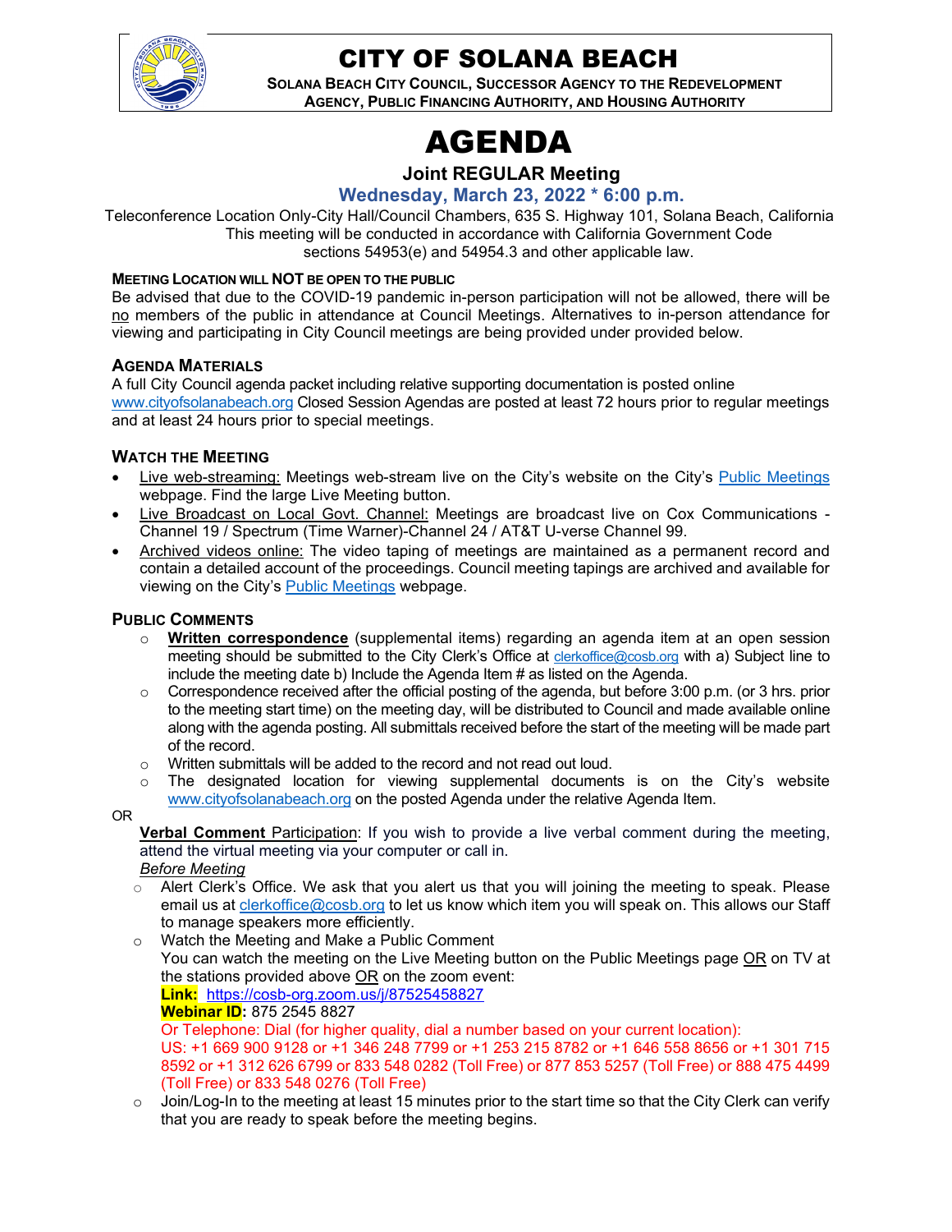# CITY OF SOLANA BEACH

**SOLANA BEACH CITY COUNCIL, SUCCESSOR AGENCY TO THE REDEVELOPMENT AGENCY, PUBLIC FINANCING AUTHORITY, AND HOUSING AUTHORITY**

# AGENDA

## Joint REGULAR Meeting

### Wednesday, March 23, 2022 * 6:00 p.m.

Teleconference Location Only-City Hall/Council Chambers, 635 S. Highway 101, Solana Beach, California
This meeting will be conducted in accordance with California Government Code sections 54953(e) and 54954.3 and other applicable law.

**MEETING LOCATION WILL NOT BE OPEN TO THE PUBLIC**

Be advised that due to the COVID-19 pandemic in-person participation will not be allowed, there will be no members of the public in attendance at Council Meetings. Alternatives to in-person attendance for viewing and participating in City Council meetings are being provided under provided below.

**AGENDA MATERIALS**

A full City Council agenda packet including relative supporting documentation is posted online www.cityofsolanabeach.org Closed Session Agendas are posted at least 72 hours prior to regular meetings and at least 24 hours prior to special meetings.

**WATCH THE MEETING**

- Live web-streaming: Meetings web-stream live on the City's website on the City's Public Meetings webpage. Find the large Live Meeting button.
- Live Broadcast on Local Govt. Channel: Meetings are broadcast live on Cox Communications - Channel 19 / Spectrum (Time Warner)-Channel 24 / AT&T U-verse Channel 99.
- Archived videos online: The video taping of meetings are maintained as a permanent record and contain a detailed account of the proceedings. Council meeting tapings are archived and available for viewing on the City's Public Meetings webpage.

**PUBLIC COMMENTS**

- **Written correspondence** (supplemental items) regarding an agenda item at an open session meeting should be submitted to the City Clerk's Office at clerkoffice@cosb.org with a) Subject line to include the meeting date b) Include the Agenda Item # as listed on the Agenda.
- Correspondence received after the official posting of the agenda, but before 3:00 p.m. (or 3 hrs. prior to the meeting start time) on the meeting day, will be distributed to Council and made available online along with the agenda posting. All submittals received before the start of the meeting will be made part of the record.
- Written submittals will be added to the record and not read out loud.
- The designated location for viewing supplemental documents is on the City's website www.cityofsolanabeach.org on the posted Agenda under the relative Agenda Item.

OR

**Verbal Comment** Participation: If you wish to provide a live verbal comment during the meeting, attend the virtual meeting via your computer or call in.

*Before Meeting*

- Alert Clerk's Office. We ask that you alert us that you will joining the meeting to speak. Please email us at clerkoffice@cosb.org to let us know which item you will speak on. This allows our Staff to manage speakers more efficiently.
- Watch the Meeting and Make a Public Comment
  You can watch the meeting on the Live Meeting button on the Public Meetings page OR on TV at the stations provided above OR on the zoom event:
  **Link:** https://cosb-org.zoom.us/j/87525458827
  **Webinar ID:** 875 2545 8827
  Or Telephone: Dial (for higher quality, dial a number based on your current location):
  US: +1 669 900 9128 or +1 346 248 7799 or +1 253 215 8782 or +1 646 558 8656 or +1 301 715 8592 or +1 312 626 6799 or 833 548 0282 (Toll Free) or 877 853 5257 (Toll Free) or 888 475 4499 (Toll Free) or 833 548 0276 (Toll Free)
- Join/Log-In to the meeting at least 15 minutes prior to the start time so that the City Clerk can verify that you are ready to speak before the meeting begins.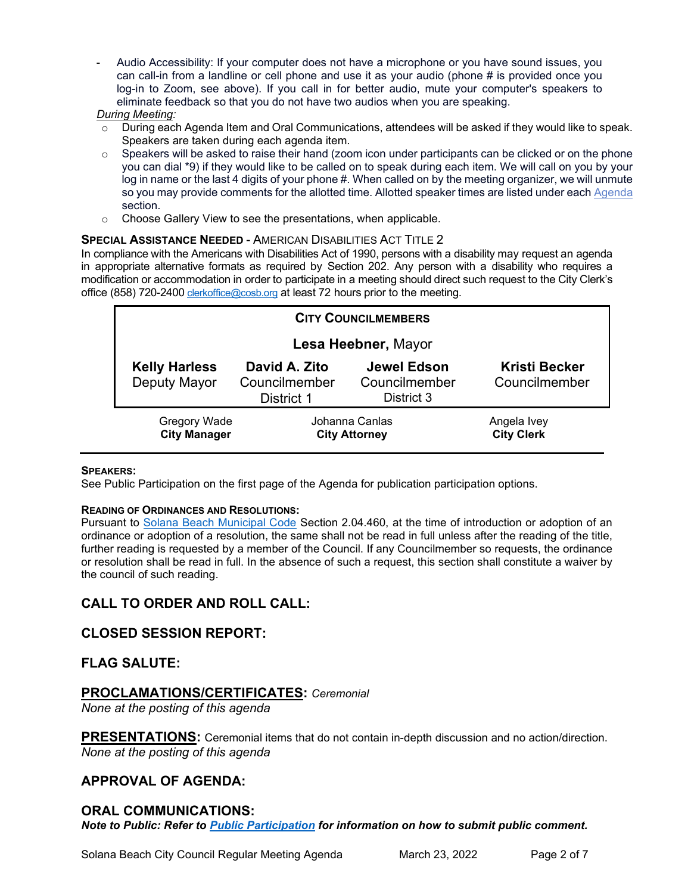- Audio Accessibility: If your computer does not have a microphone or you have sound issues, you can call-in from a landline or cell phone and use it as your audio (phone # is provided once you log-in to Zoom, see above). If you call in for better audio, mute your computer's speakers to eliminate feedback so that you do not have two audios when you are speaking.

*During Meeting:*

- During each Agenda Item and Oral Communications, attendees will be asked if they would like to speak. Speakers are taken during each agenda item.
- Speakers will be asked to raise their hand (zoom icon under participants can be clicked or on the phone you can dial *9) if they would like to be called on to speak during each item. We will call on you by your log in name or the last 4 digits of your phone #. When called on by the meeting organizer, we will unmute so you may provide comments for the allotted time. Allotted speaker times are listed under each Agenda section.
- Choose Gallery View to see the presentations, when applicable.

**SPECIAL ASSISTANCE NEEDED** - AMERICAN DISABILITIES ACT TITLE 2

In compliance with the Americans with Disabilities Act of 1990, persons with a disability may request an agenda in appropriate alternative formats as required by Section 202. Any person with a disability who requires a modification or accommodation in order to participate in a meeting should direct such request to the City Clerk's office (858) 720-2400 clerkoffice@cosb.org at least 72 hours prior to the meeting.

**CITY COUNCILMEMBERS**

**Lesa Heebner,** Mayor

| | | | |
|---|---|---|---|
| **Kelly Harless** Deputy Mayor | **David A. Zito** Councilmember District 1 | **Jewel Edson** Councilmember District 3 | **Kristi Becker** Councilmember |

| | | |
|---|---|---|
| Gregory Wade **City Manager** | Johanna Canlas **City Attorney** | Angela Ivey **City Clerk** |

**SPEAKERS:**

See Public Participation on the first page of the Agenda for publication participation options.

**READING OF ORDINANCES AND RESOLUTIONS:**

Pursuant to Solana Beach Municipal Code Section 2.04.460, at the time of introduction or adoption of an ordinance or adoption of a resolution, the same shall not be read in full unless after the reading of the title, further reading is requested by a member of the Council. If any Councilmember so requests, the ordinance or resolution shall be read in full. In the absence of such a request, this section shall constitute a waiver by the council of such reading.

## CALL TO ORDER AND ROLL CALL:

## CLOSED SESSION REPORT:

## FLAG SALUTE:

## PROCLAMATIONS/CERTIFICATES: *Ceremonial*

*None at the posting of this agenda*

**PRESENTATIONS:** Ceremonial items that do not contain in-depth discussion and no action/direction.
*None at the posting of this agenda*

## APPROVAL OF AGENDA:

## ORAL COMMUNICATIONS:

***Note to Public: Refer to Public Participation for information on how to submit public comment.***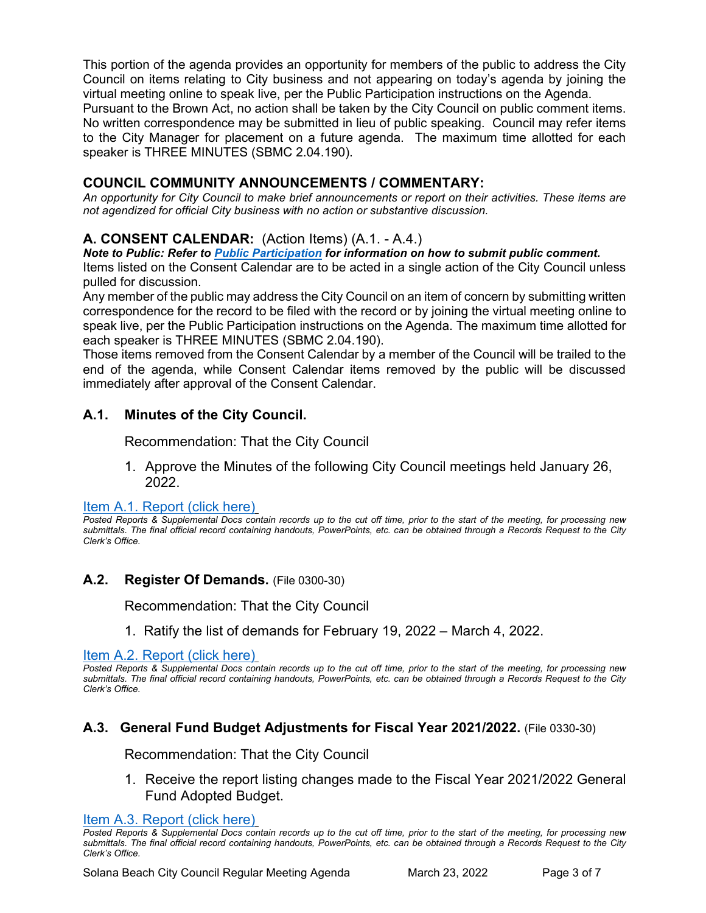This portion of the agenda provides an opportunity for members of the public to address the City Council on items relating to City business and not appearing on today's agenda by joining the virtual meeting online to speak live, per the Public Participation instructions on the Agenda.
Pursuant to the Brown Act, no action shall be taken by the City Council on public comment items. No written correspondence may be submitted in lieu of public speaking. Council may refer items to the City Manager for placement on a future agenda. The maximum time allotted for each speaker is THREE MINUTES (SBMC 2.04.190).

## COUNCIL COMMUNITY ANNOUNCEMENTS / COMMENTARY:

*An opportunity for City Council to make brief announcements or report on their activities. These items are not agendized for official City business with no action or substantive discussion.*

## A. CONSENT CALENDAR: (Action Items) (A.1. - A.4.)

***Note to Public: Refer to Public Participation for information on how to submit public comment.***

Items listed on the Consent Calendar are to be acted in a single action of the City Council unless pulled for discussion.
Any member of the public may address the City Council on an item of concern by submitting written correspondence for the record to be filed with the record or by joining the virtual meeting online to speak live, per the Public Participation instructions on the Agenda. The maximum time allotted for each speaker is THREE MINUTES (SBMC 2.04.190).
Those items removed from the Consent Calendar by a member of the Council will be trailed to the end of the agenda, while Consent Calendar items removed by the public will be discussed immediately after approval of the Consent Calendar.

### A.1. Minutes of the City Council.

Recommendation: That the City Council

1. Approve the Minutes of the following City Council meetings held January 26, 2022.

Item A.1. Report (click here)

*Posted Reports & Supplemental Docs contain records up to the cut off time, prior to the start of the meeting, for processing new submittals. The final official record containing handouts, PowerPoints, etc. can be obtained through a Records Request to the City Clerk's Office.*

### A.2. Register Of Demands. (File 0300-30)

Recommendation: That the City Council

1. Ratify the list of demands for February 19, 2022 – March 4, 2022.

Item A.2. Report (click here)

*Posted Reports & Supplemental Docs contain records up to the cut off time, prior to the start of the meeting, for processing new submittals. The final official record containing handouts, PowerPoints, etc. can be obtained through a Records Request to the City Clerk's Office.*

### A.3. General Fund Budget Adjustments for Fiscal Year 2021/2022. (File 0330-30)

Recommendation: That the City Council

1. Receive the report listing changes made to the Fiscal Year 2021/2022 General Fund Adopted Budget.

Item A.3. Report (click here)

*Posted Reports & Supplemental Docs contain records up to the cut off time, prior to the start of the meeting, for processing new submittals. The final official record containing handouts, PowerPoints, etc. can be obtained through a Records Request to the City Clerk's Office.*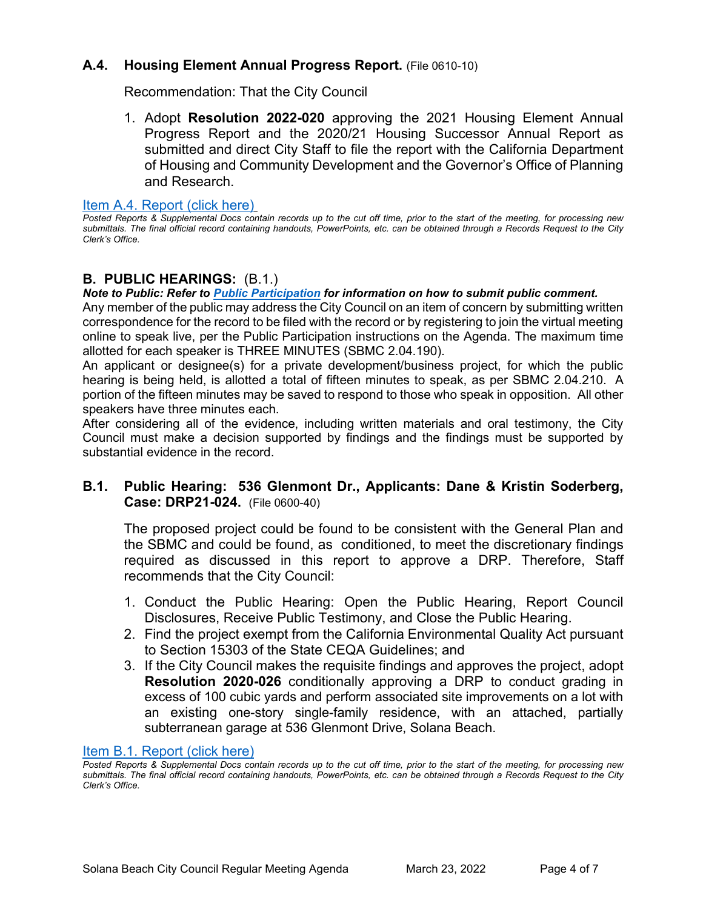### A.4. Housing Element Annual Progress Report. (File 0610-10)

Recommendation: That the City Council

1. Adopt **Resolution 2022-020** approving the 2021 Housing Element Annual Progress Report and the 2020/21 Housing Successor Annual Report as submitted and direct City Staff to file the report with the California Department of Housing and Community Development and the Governor's Office of Planning and Research.

Item A.4. Report (click here)

*Posted Reports & Supplemental Docs contain records up to the cut off time, prior to the start of the meeting, for processing new submittals. The final official record containing handouts, PowerPoints, etc. can be obtained through a Records Request to the City Clerk's Office.*

## B. PUBLIC HEARINGS: (B.1.)

***Note to Public: Refer to Public Participation for information on how to submit public comment.***

Any member of the public may address the City Council on an item of concern by submitting written correspondence for the record to be filed with the record or by registering to join the virtual meeting online to speak live, per the Public Participation instructions on the Agenda. The maximum time allotted for each speaker is THREE MINUTES (SBMC 2.04.190).

An applicant or designee(s) for a private development/business project, for which the public hearing is being held, is allotted a total of fifteen minutes to speak, as per SBMC 2.04.210. A portion of the fifteen minutes may be saved to respond to those who speak in opposition. All other speakers have three minutes each.

After considering all of the evidence, including written materials and oral testimony, the City Council must make a decision supported by findings and the findings must be supported by substantial evidence in the record.

### B.1. Public Hearing: 536 Glenmont Dr., Applicants: Dane & Kristin Soderberg, Case: DRP21-024. (File 0600-40)

The proposed project could be found to be consistent with the General Plan and the SBMC and could be found, as conditioned, to meet the discretionary findings required as discussed in this report to approve a DRP. Therefore, Staff recommends that the City Council:

1. Conduct the Public Hearing: Open the Public Hearing, Report Council Disclosures, Receive Public Testimony, and Close the Public Hearing.
2. Find the project exempt from the California Environmental Quality Act pursuant to Section 15303 of the State CEQA Guidelines; and
3. If the City Council makes the requisite findings and approves the project, adopt **Resolution 2020-026** conditionally approving a DRP to conduct grading in excess of 100 cubic yards and perform associated site improvements on a lot with an existing one-story single-family residence, with an attached, partially subterranean garage at 536 Glenmont Drive, Solana Beach.

Item B.1. Report (click here)

*Posted Reports & Supplemental Docs contain records up to the cut off time, prior to the start of the meeting, for processing new submittals. The final official record containing handouts, PowerPoints, etc. can be obtained through a Records Request to the City Clerk's Office.*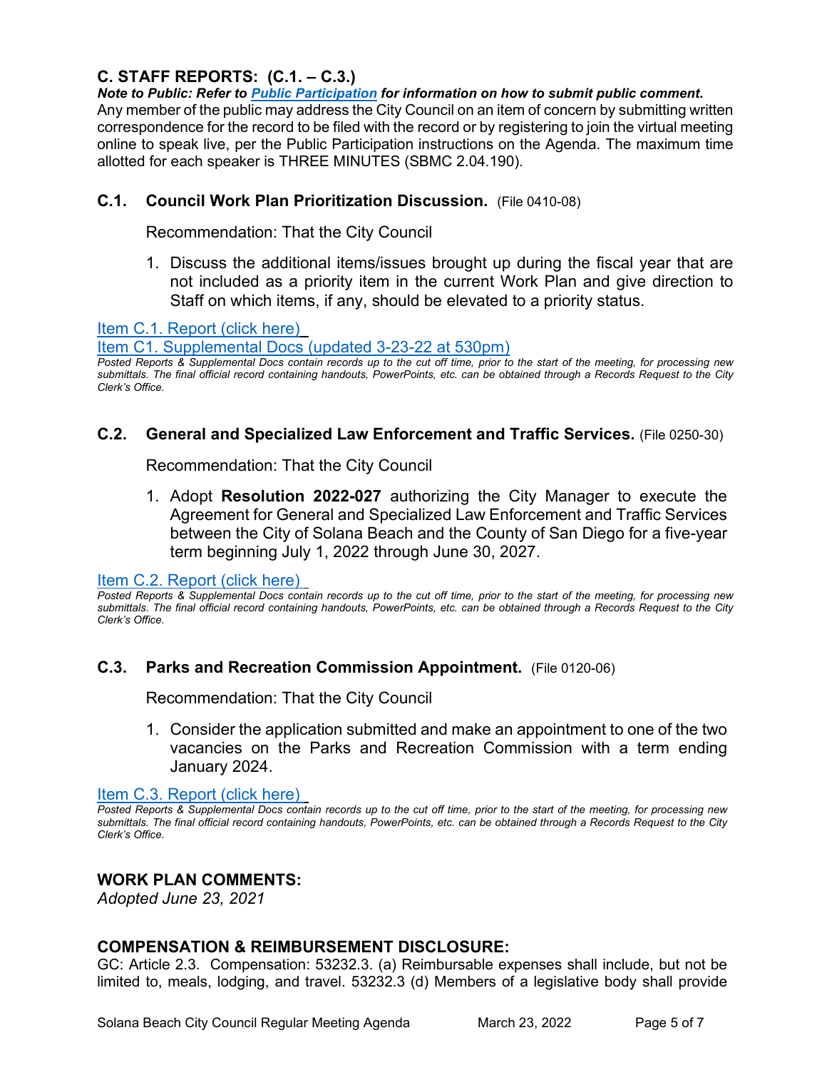## C. STAFF REPORTS: (C.1. – C.3.)

***Note to Public: Refer to Public Participation for information on how to submit public comment.***
Any member of the public may address the City Council on an item of concern by submitting written correspondence for the record to be filed with the record or by registering to join the virtual meeting online to speak live, per the Public Participation instructions on the Agenda. The maximum time allotted for each speaker is THREE MINUTES (SBMC 2.04.190).

### C.1. Council Work Plan Prioritization Discussion. (File 0410-08)

Recommendation: That the City Council

1. Discuss the additional items/issues brought up during the fiscal year that are not included as a priority item in the current Work Plan and give direction to Staff on which items, if any, should be elevated to a priority status.

Item C.1. Report (click here)
Item C1. Supplemental Docs (updated 3-23-22 at 530pm)

*Posted Reports & Supplemental Docs contain records up to the cut off time, prior to the start of the meeting, for processing new submittals. The final official record containing handouts, PowerPoints, etc. can be obtained through a Records Request to the City Clerk's Office.*

### C.2. General and Specialized Law Enforcement and Traffic Services. (File 0250-30)

Recommendation: That the City Council

1. Adopt **Resolution 2022-027** authorizing the City Manager to execute the Agreement for General and Specialized Law Enforcement and Traffic Services between the City of Solana Beach and the County of San Diego for a five-year term beginning July 1, 2022 through June 30, 2027.

Item C.2. Report (click here)

*Posted Reports & Supplemental Docs contain records up to the cut off time, prior to the start of the meeting, for processing new submittals. The final official record containing handouts, PowerPoints, etc. can be obtained through a Records Request to the City Clerk's Office.*

### C.3. Parks and Recreation Commission Appointment. (File 0120-06)

Recommendation: That the City Council

1. Consider the application submitted and make an appointment to one of the two vacancies on the Parks and Recreation Commission with a term ending January 2024.

Item C.3. Report (click here)

*Posted Reports & Supplemental Docs contain records up to the cut off time, prior to the start of the meeting, for processing new submittals. The final official record containing handouts, PowerPoints, etc. can be obtained through a Records Request to the City Clerk's Office.*

## WORK PLAN COMMENTS:

*Adopted June 23, 2021*

## COMPENSATION & REIMBURSEMENT DISCLOSURE:

GC: Article 2.3. Compensation: 53232.3. (a) Reimbursable expenses shall include, but not be limited to, meals, lodging, and travel. 53232.3 (d) Members of a legislative body shall provide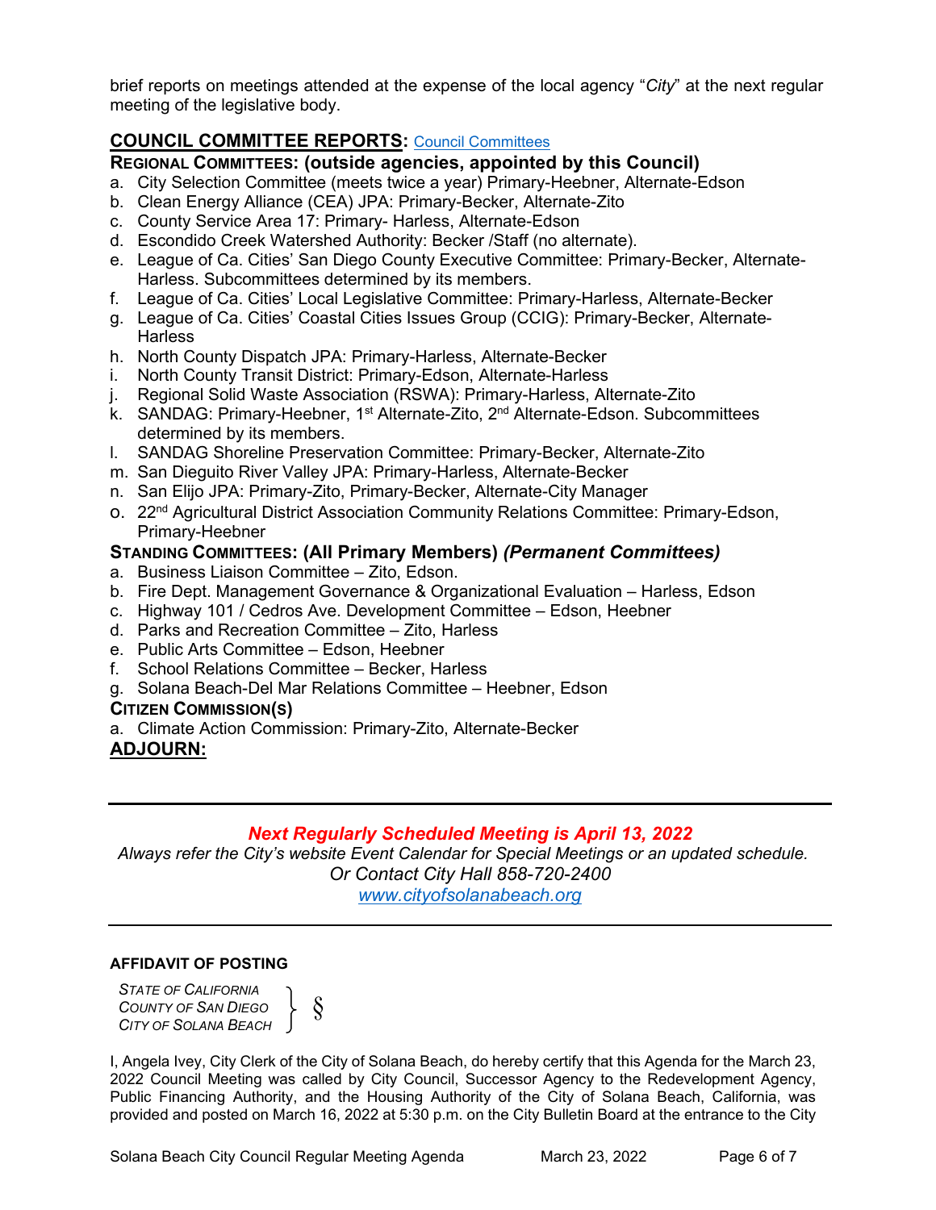brief reports on meetings attended at the expense of the local agency "*City*" at the next regular meeting of the legislative body.

## COUNCIL COMMITTEE REPORTS: [Council Committees]

### REGIONAL COMMITTEES: (outside agencies, appointed by this Council)

a. City Selection Committee (meets twice a year) Primary-Heebner, Alternate-Edson
b. Clean Energy Alliance (CEA) JPA: Primary-Becker, Alternate-Zito
c. County Service Area 17: Primary- Harless, Alternate-Edson
d. Escondido Creek Watershed Authority: Becker /Staff (no alternate).
e. League of Ca. Cities' San Diego County Executive Committee: Primary-Becker, Alternate-Harless. Subcommittees determined by its members.
f. League of Ca. Cities' Local Legislative Committee: Primary-Harless, Alternate-Becker
g. League of Ca. Cities' Coastal Cities Issues Group (CCIG): Primary-Becker, Alternate-Harless
h. North County Dispatch JPA: Primary-Harless, Alternate-Becker
i. North County Transit District: Primary-Edson, Alternate-Harless
j. Regional Solid Waste Association (RSWA): Primary-Harless, Alternate-Zito
k. SANDAG: Primary-Heebner, 1st Alternate-Zito, 2nd Alternate-Edson. Subcommittees determined by its members.
l. SANDAG Shoreline Preservation Committee: Primary-Becker, Alternate-Zito
m. San Dieguito River Valley JPA: Primary-Harless, Alternate-Becker
n. San Elijo JPA: Primary-Zito, Primary-Becker, Alternate-City Manager
o. 22nd Agricultural District Association Community Relations Committee: Primary-Edson, Primary-Heebner

### STANDING COMMITTEES: (All Primary Members) *(Permanent Committees)*

a. Business Liaison Committee – Zito, Edson.
b. Fire Dept. Management Governance & Organizational Evaluation – Harless, Edson
c. Highway 101 / Cedros Ave. Development Committee – Edson, Heebner
d. Parks and Recreation Committee – Zito, Harless
e. Public Arts Committee – Edson, Heebner
f. School Relations Committee – Becker, Harless
g. Solana Beach-Del Mar Relations Committee – Heebner, Edson

### CITIZEN COMMISSION(S)

a. Climate Action Commission: Primary-Zito, Alternate-Becker

## ADJOURN:

---

***Next Regularly Scheduled Meeting is April 13, 2022***

*Always refer the City's website Event Calendar for Special Meetings or an updated schedule.*
*Or Contact City Hall 858-720-2400*
*[www.cityofsolanabeach.org]*

---

**AFFIDAVIT OF POSTING**

*STATE OF CALIFORNIA*
*COUNTY OF SAN DIEGO* } §
*CITY OF SOLANA BEACH*

I, Angela Ivey, City Clerk of the City of Solana Beach, do hereby certify that this Agenda for the March 23, 2022 Council Meeting was called by City Council, Successor Agency to the Redevelopment Agency, Public Financing Authority, and the Housing Authority of the City of Solana Beach, California, was provided and posted on March 16, 2022 at 5:30 p.m. on the City Bulletin Board at the entrance to the City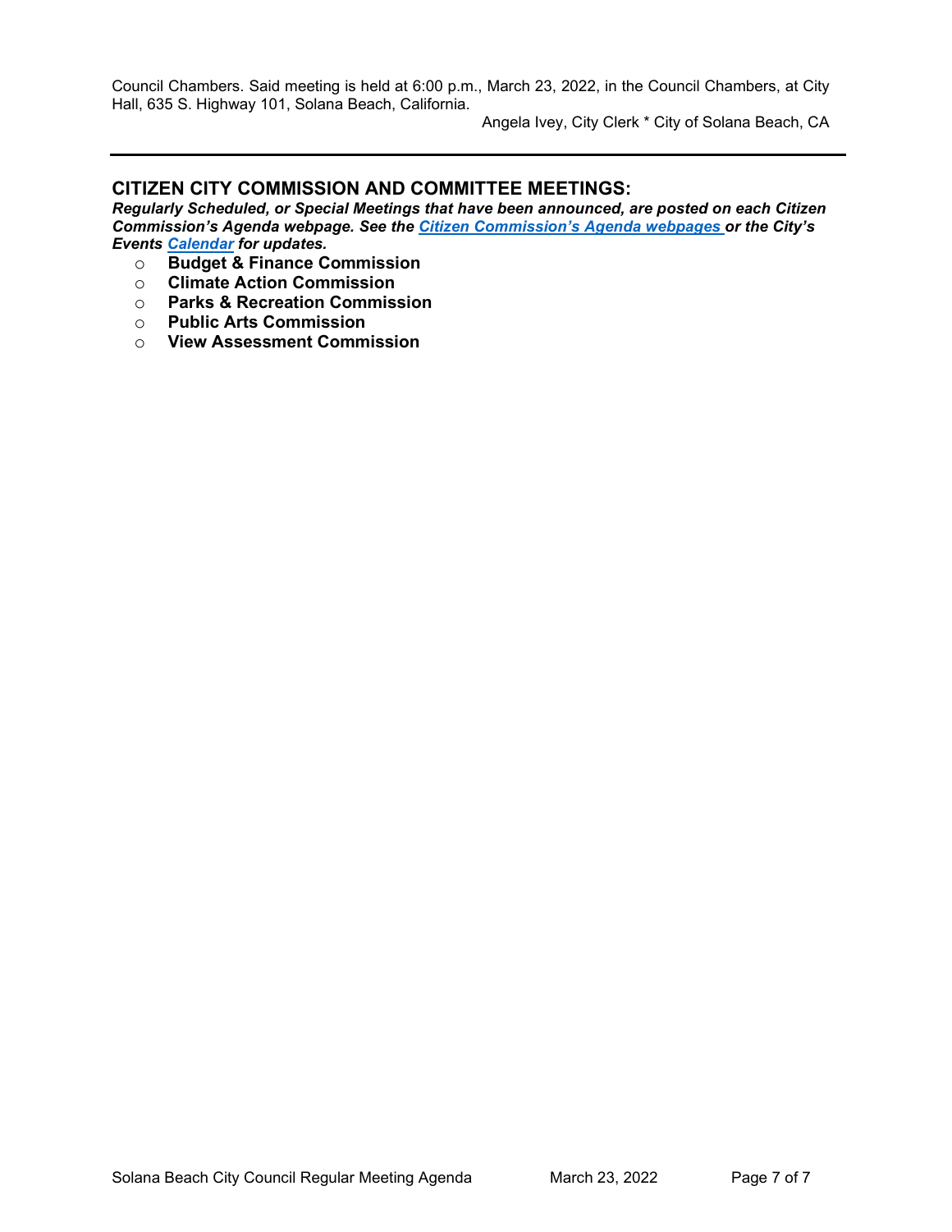Council Chambers. Said meeting is held at 6:00 p.m., March 23, 2022, in the Council Chambers, at City Hall, 635 S. Highway 101, Solana Beach, California.

Angela Ivey, City Clerk * City of Solana Beach, CA

---

## CITIZEN CITY COMMISSION AND COMMITTEE MEETINGS:

***Regularly Scheduled, or Special Meetings that have been announced, are posted on each Citizen Commission's Agenda webpage. See the Citizen Commission's Agenda webpages or the City's Events Calendar for updates.***

- **Budget & Finance Commission**
- **Climate Action Commission**
- **Parks & Recreation Commission**
- **Public Arts Commission**
- **View Assessment Commission**